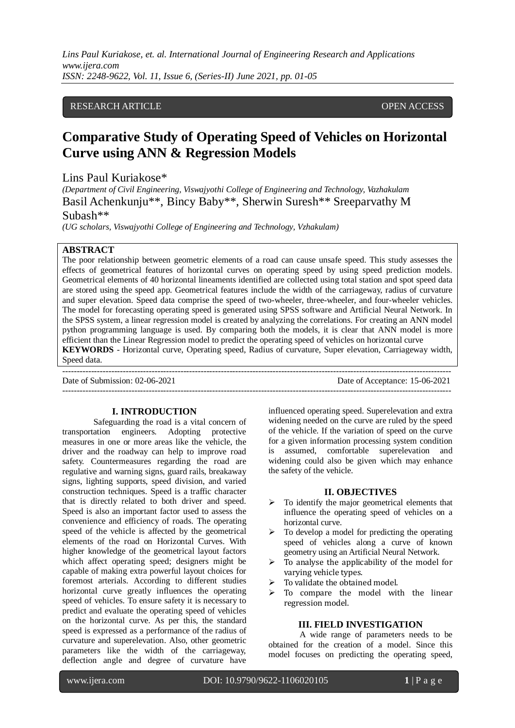RESEARCH ARTICLE OPEN ACCESS

# Comparative Study of Operating Speed of Vehicles on Horizontal Curve using ANN & Regression Models

Lins Paul Kuriakose*

*(Department of Civil Engineering, Viswajyothi College of Engineering and Technology, Vazhakulam*

Basil Achenkunju**, Bincy Baby**, Sherwin Suresh** Sreeparvathy M Subash**

*(UG scholars, Viswajyothi College of Engineering and Technology, Vzhakulam)*

**ABSTRACT**

The poor relationship between geometric elements of a road can cause unsafe speed. This study assesses the effects of geometrical features of horizontal curves on operating speed by using speed prediction models. Geometrical elements of 40 horizontal lineaments identified are collected using total station and spot speed data are stored using the speed app. Geometrical features include the width of the carriageway, radius of curvature and super elevation. Speed data comprise the speed of two-wheeler, three-wheeler, and four-wheeler vehicles. The model for forecasting operating speed is generated using SPSS software and Artificial Neural Network. In the SPSS system, a linear regression model is created by analyzing the correlations. For creating an ANN model python programming language is used. By comparing both the models, it is clear that ANN model is more efficient than the Linear Regression model to predict the operating speed of vehicles on horizontal curve

**KEYWORDS** - Horizontal curve, Operating speed, Radius of curvature, Super elevation, Carriageway width, Speed data.

Date of Submission: 02-06-2021 Date of Acceptance: 15-06-2021

## I. INTRODUCTION

Safeguarding the road is a vital concern of transportation engineers. Adopting protective measures in one or more areas like the vehicle, the driver and the roadway can help to improve road safety. Countermeasures regarding the road are regulative and warning signs, guard rails, breakaway signs, lighting supports, speed division, and varied construction techniques. Speed is a traffic character that is directly related to both driver and speed. Speed is also an important factor used to assess the convenience and efficiency of roads. The operating speed of the vehicle is affected by the geometrical elements of the road on Horizontal Curves. With higher knowledge of the geometrical layout factors which affect operating speed; designers might be capable of making extra powerful layout choices for foremost arterials. According to different studies horizontal curve greatly influences the operating speed of vehicles. To ensure safety it is necessary to predict and evaluate the operating speed of vehicles on the horizontal curve. As per this, the standard speed is expressed as a performance of the radius of curvature and superelevation. Also, other geometric parameters like the width of the carriageway, deflection angle and degree of curvature have influenced operating speed. Superelevation and extra widening needed on the curve are ruled by the speed of the vehicle. If the variation of speed on the curve for a given information processing system condition is assumed, comfortable superelevation and widening could also be given which may enhance the safety of the vehicle.

## II. OBJECTIVES

- To identify the major geometrical elements that influence the operating speed of vehicles on a horizontal curve.
- To develop a model for predicting the operating speed of vehicles along a curve of known geometry using an Artificial Neural Network.
- To analyse the applicability of the model for varying vehicle types.
- To validate the obtained model.
- To compare the model with the linear regression model.

## III. FIELD INVESTIGATION

A wide range of parameters needs to be obtained for the creation of a model. Since this model focuses on predicting the operating speed,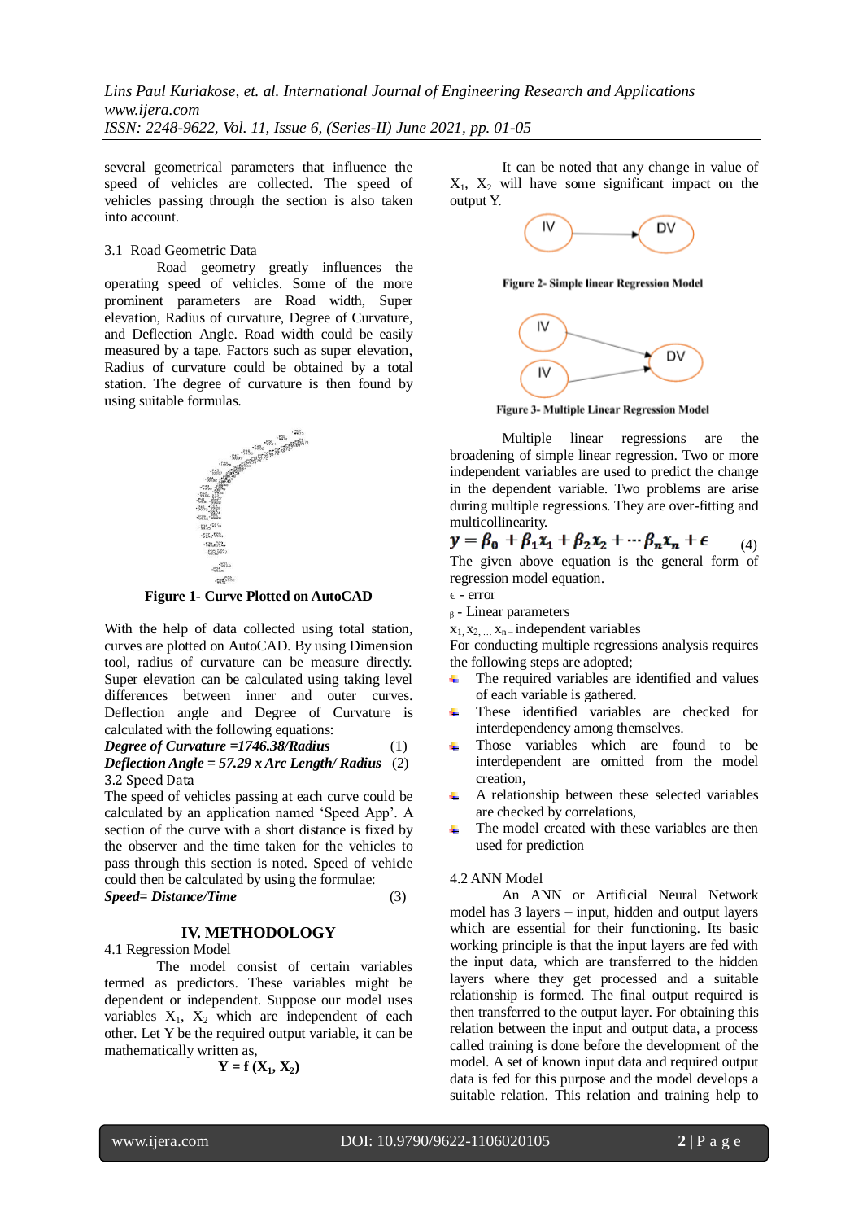several geometrical parameters that influence the speed of vehicles are collected. The speed of vehicles passing through the section is also taken into account.

3.1 Road Geometric Data

Road geometry greatly influences the operating speed of vehicles. Some of the more prominent parameters are Road width, Super elevation, Radius of curvature, Degree of Curvature, and Deflection Angle. Road width could be easily measured by a tape. Factors such as super elevation, Radius of curvature could be obtained by a total station. The degree of curvature is then found by using suitable formulas.

**Figure 1- Curve Plotted on AutoCAD**

With the help of data collected using total station, curves are plotted on AutoCAD. By using Dimension tool, radius of curvature can be measure directly. Super elevation can be calculated using taking level differences between inner and outer curves. Deflection angle and Degree of Curvature is calculated with the following equations:

***Degree of Curvature =1746.38/Radius*** (1)

***Deflection Angle = 57.29 x Arc Length/ Radius*** (2)

3.2 Speed Data

The speed of vehicles passing at each curve could be calculated by an application named 'Speed App'. A section of the curve with a short distance is fixed by the observer and the time taken for the vehicles to pass through this section is noted. Speed of vehicle could then be calculated by using the formulae:

***Speed= Distance/Time*** (3)

## IV. METHODOLOGY

4.1 Regression Model

The model consist of certain variables termed as predictors. These variables might be dependent or independent. Suppose our model uses variables $X_1$, $X_2$ which are independent of each other. Let Y be the required output variable, it can be mathematically written as,

$$Y = f(X_1, X_2)$$

It can be noted that any change in value of $X_1$, $X_2$ will have some significant impact on the output Y.

**Figure 2- Simple linear Regression Model**

**Figure 3- Multiple Linear Regression Model**

Multiple linear regressions are the broadening of simple linear regression. Two or more independent variables are used to predict the change in the dependent variable. Two problems are arise during multiple regressions. They are over-fitting and multicollinearity.

$$y = \beta_0 + \beta_1 x_1 + \beta_2 x_2 + \cdots \beta_n x_n + \epsilon \qquad (4)$$

The given above equation is the general form of regression model equation.

$\epsilon$ - error

$\beta$ - Linear parameters

$x_1, x_2, \ldots x_n$ – independent variables

For conducting multiple regressions analysis requires the following steps are adopted;

- The required variables are identified and values of each variable is gathered.
- These identified variables are checked for interdependency among themselves.
- Those variables which are found to be interdependent are omitted from the model creation,
- A relationship between these selected variables are checked by correlations,
- The model created with these variables are then used for prediction

4.2 ANN Model

An ANN or Artificial Neural Network model has 3 layers – input, hidden and output layers which are essential for their functioning. Its basic working principle is that the input layers are fed with the input data, which are transferred to the hidden layers where they get processed and a suitable relationship is formed. The final output required is then transferred to the output layer. For obtaining this relation between the input and output data, a process called training is done before the development of the model. A set of known input data and required output data is fed for this purpose and the model develops a suitable relation. This relation and training help to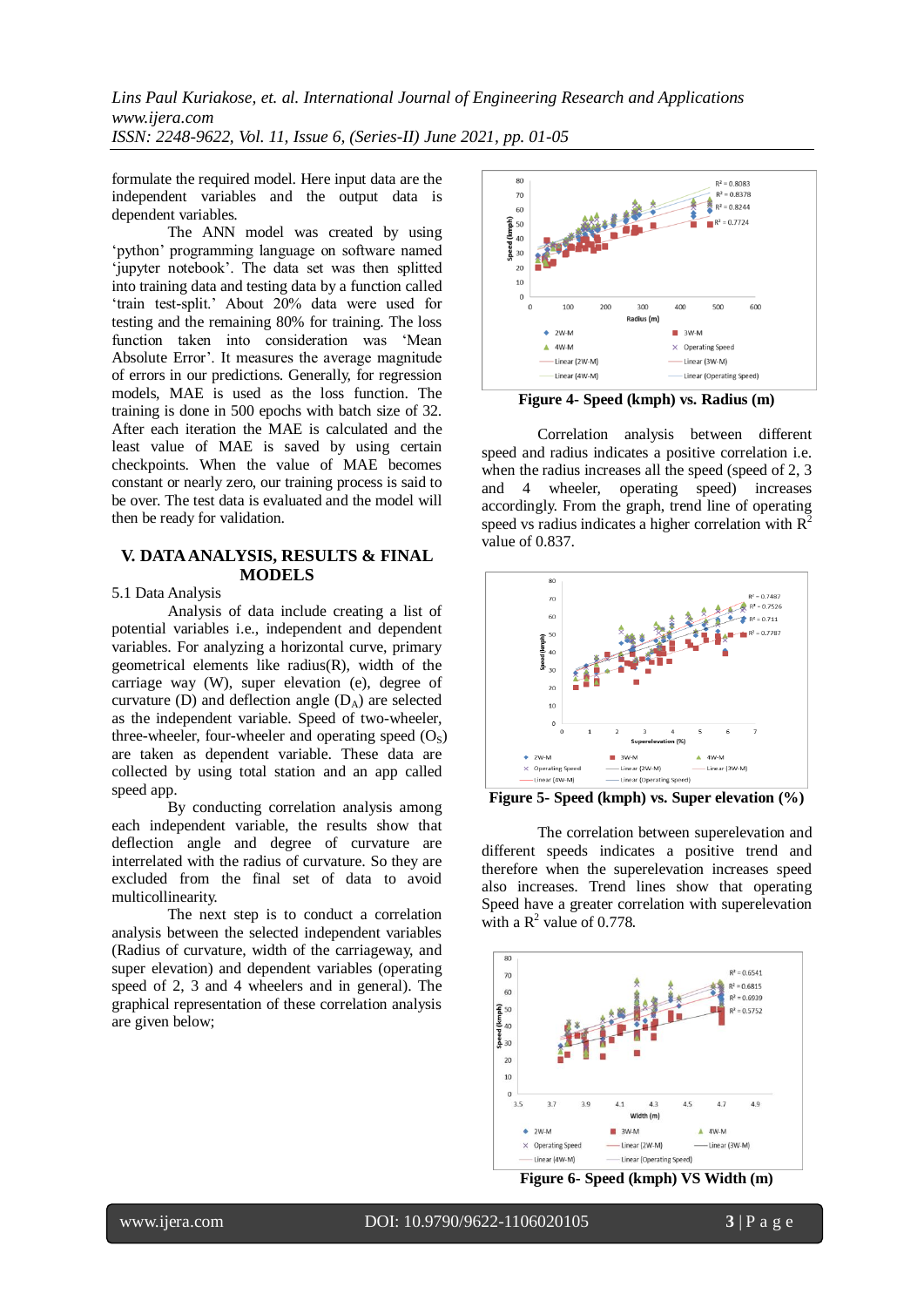formulate the required model. Here input data are the independent variables and the output data is dependent variables.

The ANN model was created by using 'python' programming language on software named 'jupyter notebook'. The data set was then splitted into training data and testing data by a function called 'train test-split.' About 20% data were used for testing and the remaining 80% for training. The loss function taken into consideration was 'Mean Absolute Error'. It measures the average magnitude of errors in our predictions. Generally, for regression models, MAE is used as the loss function. The training is done in 500 epochs with batch size of 32. After each iteration the MAE is calculated and the least value of MAE is saved by using certain checkpoints. When the value of MAE becomes constant or nearly zero, our training process is said to be over. The test data is evaluated and the model will then be ready for validation.

## V. DATA ANALYSIS, RESULTS & FINAL MODELS

5.1 Data Analysis

Analysis of data include creating a list of potential variables i.e., independent and dependent variables. For analyzing a horizontal curve, primary geometrical elements like radius(R), width of the carriage way (W), super elevation (e), degree of curvature (D) and deflection angle ($D_A$) are selected as the independent variable. Speed of two-wheeler, three-wheeler, four-wheeler and operating speed ($O_S$) are taken as dependent variable. These data are collected by using total station and an app called speed app.

By conducting correlation analysis among each independent variable, the results show that deflection angle and degree of curvature are interrelated with the radius of curvature. So they are excluded from the final set of data to avoid multicollinearity.

The next step is to conduct a correlation analysis between the selected independent variables (Radius of curvature, width of the carriageway, and super elevation) and dependent variables (operating speed of 2, 3 and 4 wheelers and in general). The graphical representation of these correlation analysis are given below;

**Figure 4- Speed (kmph) vs. Radius (m)**

Correlation analysis between different speed and radius indicates a positive correlation i.e. when the radius increases all the speed (speed of 2, 3 and 4 wheeler, operating speed) increases accordingly. From the graph, trend line of operating speed vs radius indicates a higher correlation with $R^2$ value of 0.837.

**Figure 5- Speed (kmph) vs. Super elevation (%)**

The correlation between superelevation and different speeds indicates a positive trend and therefore when the superelevation increases speed also increases. Trend lines show that operating Speed have a greater correlation with superelevation with a $R^2$ value of 0.778.

**Figure 6- Speed (kmph) VS Width (m)**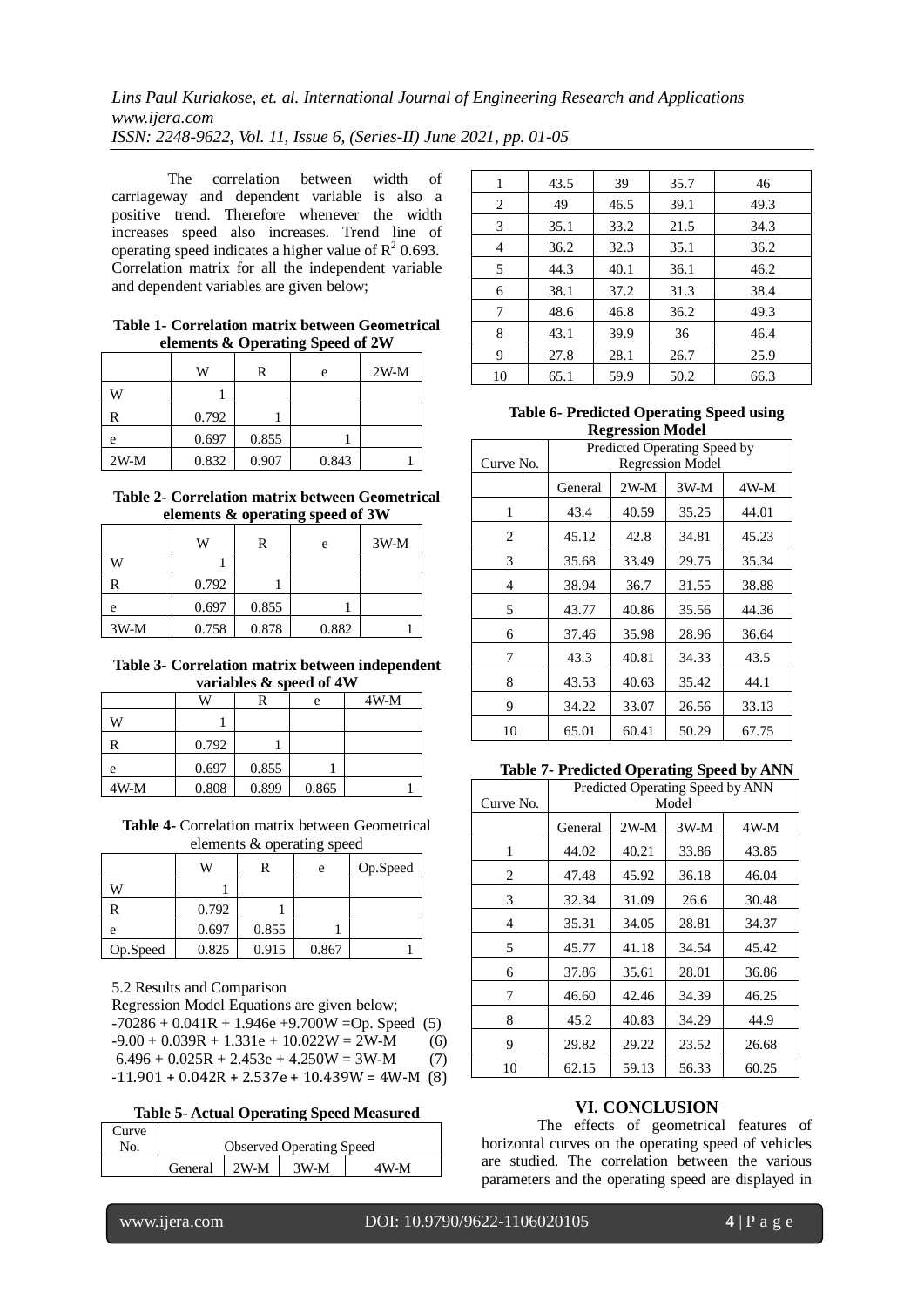The correlation between width of carriageway and dependent variable is also a positive trend. Therefore whenever the width increases speed also increases. Trend line of operating speed indicates a higher value of $R^2$ 0.693. Correlation matrix for all the independent variable and dependent variables are given below;

**Table 1- Correlation matrix between Geometrical elements & Operating Speed of 2W**

| | W | R | e | 2W-M |
|---|---|---|---|---|
| W | 1 | | | |
| R | 0.792 | 1 | | |
| e | 0.697 | 0.855 | 1 | |
| 2W-M | 0.832 | 0.907 | 0.843 | 1 |

**Table 2- Correlation matrix between Geometrical elements & operating speed of 3W**

| | W | R | e | 3W-M |
|---|---|---|---|---|
| W | 1 | | | |
| R | 0.792 | 1 | | |
| e | 0.697 | 0.855 | 1 | |
| 3W-M | 0.758 | 0.878 | 0.882 | 1 |

**Table 3- Correlation matrix between independent variables & speed of 4W**

| | W | R | e | 4W-M |
|---|---|---|---|---|
| W | 1 | | | |
| R | 0.792 | 1 | | |
| e | 0.697 | 0.855 | 1 | |
| 4W-M | 0.808 | 0.899 | 0.865 | 1 |

**Table 4-** Correlation matrix between Geometrical elements & operating speed

| | W | R | e | Op.Speed |
|---|---|---|---|---|
| W | 1 | | | |
| R | 0.792 | 1 | | |
| e | 0.697 | 0.855 | 1 | |
| Op.Speed | 0.825 | 0.915 | 0.867 | 1 |

5.2 Results and Comparison

Regression Model Equations are given below;

$-70286 + 0.041R + 1.946e + 9.700W = \text{Op. Speed}$ (5)

$-9.00 + 0.039R + 1.331e + 10.022W = \text{2W-M}$ (6)

$6.496 + 0.025R + 2.453e + 4.250W = \text{3W-M}$ (7)

$-11.901 + 0.042R + 2.537e + 10.439W = \text{4W-M}$ (8)

**Table 5- Actual Operating Speed Measured**

| Curve No. | Observed Operating Speed | | | |
|---|---|---|---|---|
| | General | 2W-M | 3W-M | 4W-M |
| 1 | 43.5 | 39 | 35.7 | 46 |
| 2 | 49 | 46.5 | 39.1 | 49.3 |
| 3 | 35.1 | 33.2 | 21.5 | 34.3 |
| 4 | 36.2 | 32.3 | 35.1 | 36.2 |
| 5 | 44.3 | 40.1 | 36.1 | 46.2 |
| 6 | 38.1 | 37.2 | 31.3 | 38.4 |
| 7 | 48.6 | 46.8 | 36.2 | 49.3 |
| 8 | 43.1 | 39.9 | 36 | 46.4 |
| 9 | 27.8 | 28.1 | 26.7 | 25.9 |
| 10 | 65.1 | 59.9 | 50.2 | 66.3 |

**Table 6- Predicted Operating Speed using Regression Model**

| Curve No. | Predicted Operating Speed by Regression Model | | | |
|---|---|---|---|---|
| | General | 2W-M | 3W-M | 4W-M |
| 1 | 43.4 | 40.59 | 35.25 | 44.01 |
| 2 | 45.12 | 42.8 | 34.81 | 45.23 |
| 3 | 35.68 | 33.49 | 29.75 | 35.34 |
| 4 | 38.94 | 36.7 | 31.55 | 38.88 |
| 5 | 43.77 | 40.86 | 35.56 | 44.36 |
| 6 | 37.46 | 35.98 | 28.96 | 36.64 |
| 7 | 43.3 | 40.81 | 34.33 | 43.5 |
| 8 | 43.53 | 40.63 | 35.42 | 44.1 |
| 9 | 34.22 | 33.07 | 26.56 | 33.13 |
| 10 | 65.01 | 60.41 | 50.29 | 67.75 |

**Table 7- Predicted Operating Speed by ANN**

| Curve No. | Predicted Operating Speed by ANN Model | | | |
|---|---|---|---|---|
| | General | 2W-M | 3W-M | 4W-M |
| 1 | 44.02 | 40.21 | 33.86 | 43.85 |
| 2 | 47.48 | 45.92 | 36.18 | 46.04 |
| 3 | 32.34 | 31.09 | 26.6 | 30.48 |
| 4 | 35.31 | 34.05 | 28.81 | 34.37 |
| 5 | 45.77 | 41.18 | 34.54 | 45.42 |
| 6 | 37.86 | 35.61 | 28.01 | 36.86 |
| 7 | 46.60 | 42.46 | 34.39 | 46.25 |
| 8 | 45.2 | 40.83 | 34.29 | 44.9 |
| 9 | 29.82 | 29.22 | 23.52 | 26.68 |
| 10 | 62.15 | 59.13 | 56.33 | 60.25 |

## VI. CONCLUSION

The effects of geometrical features of horizontal curves on the operating speed of vehicles are studied. The correlation between the various parameters and the operating speed are displayed in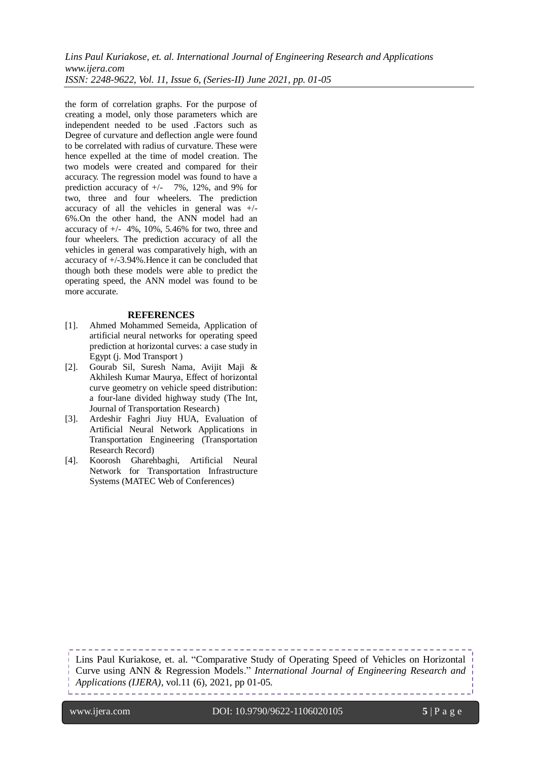the form of correlation graphs. For the purpose of creating a model, only those parameters which are independent needed to be used .Factors such as Degree of curvature and deflection angle were found to be correlated with radius of curvature. These were hence expelled at the time of model creation. The two models were created and compared for their accuracy. The regression model was found to have a prediction accuracy of +/- 7%, 12%, and 9% for two, three and four wheelers. The prediction accuracy of all the vehicles in general was +/- 6%.On the other hand, the ANN model had an accuracy of +/- 4%, 10%, 5.46% for two, three and four wheelers. The prediction accuracy of all the vehicles in general was comparatively high, with an accuracy of +/-3.94%.Hence it can be concluded that though both these models were able to predict the operating speed, the ANN model was found to be more accurate.

## REFERENCES

[1]. Ahmed Mohammed Semeida, Application of artificial neural networks for operating speed prediction at horizontal curves: a case study in Egypt (j. Mod Transport )

[2]. Gourab Sil, Suresh Nama, Avijit Maji & Akhilesh Kumar Maurya, Effect of horizontal curve geometry on vehicle speed distribution: a four-lane divided highway study (The Int, Journal of Transportation Research)

[3]. Ardeshir Faghri Jiuy HUA, Evaluation of Artificial Neural Network Applications in Transportation Engineering (Transportation Research Record)

[4]. Koorosh Gharehbaghi, Artificial Neural Network for Transportation Infrastructure Systems (MATEC Web of Conferences)

Lins Paul Kuriakose, et. al. "Comparative Study of Operating Speed of Vehicles on Horizontal Curve using ANN & Regression Models." *International Journal of Engineering Research and Applications (IJERA)*, vol.11 (6), 2021, pp 01-05.